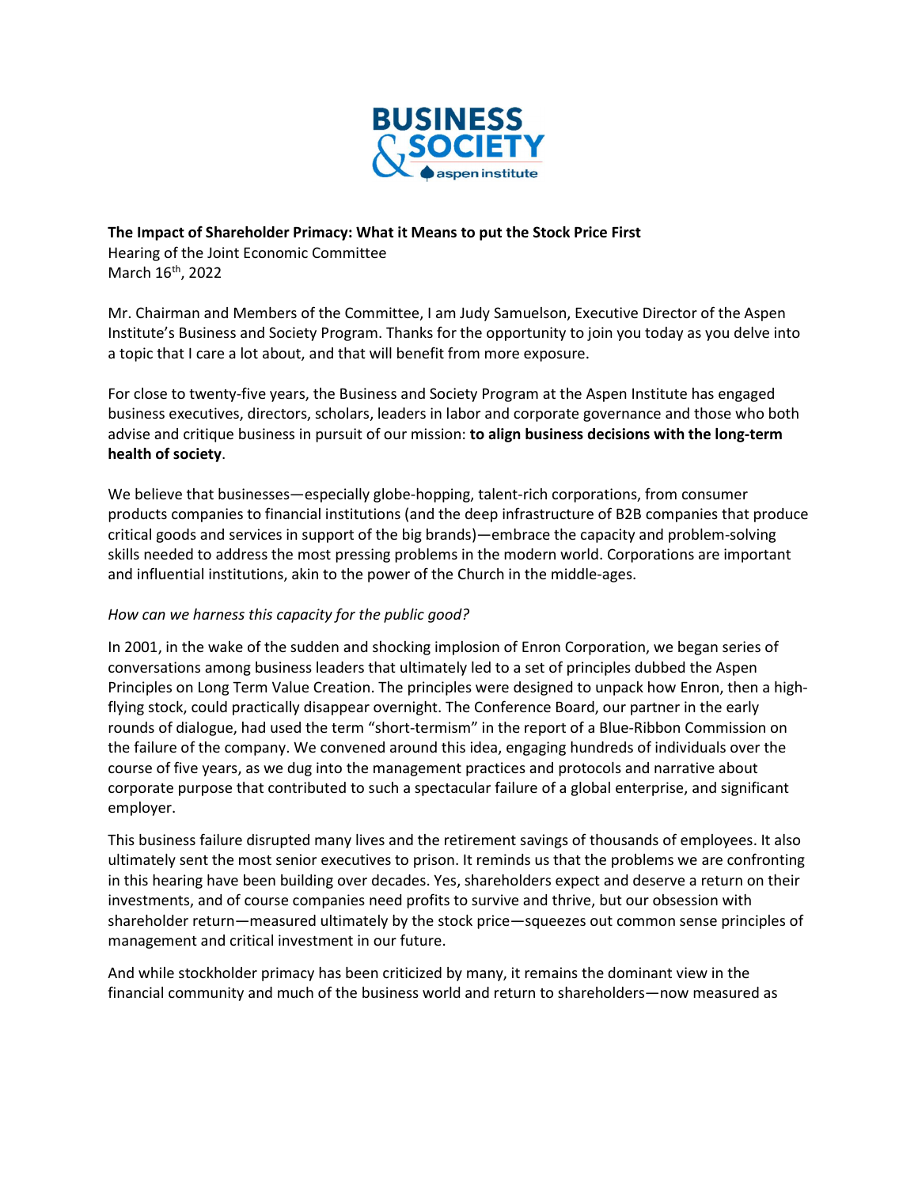**The Impact of Shareholder Primacy: What it Means to put the Stock Price First**
Hearing of the Joint Economic Committee
March 16th, 2022

Mr. Chairman and Members of the Committee, I am Judy Samuelson, Executive Director of the Aspen Institute's Business and Society Program. Thanks for the opportunity to join you today as you delve into a topic that I care a lot about, and that will benefit from more exposure.

For close to twenty-five years, the Business and Society Program at the Aspen Institute has engaged business executives, directors, scholars, leaders in labor and corporate governance and those who both advise and critique business in pursuit of our mission: **to align business decisions with the long-term health of society**.

We believe that businesses—especially globe-hopping, talent-rich corporations, from consumer products companies to financial institutions (and the deep infrastructure of B2B companies that produce critical goods and services in support of the big brands)—embrace the capacity and problem-solving skills needed to address the most pressing problems in the modern world. Corporations are important and influential institutions, akin to the power of the Church in the middle-ages.

*How can we harness this capacity for the public good?*

In 2001, in the wake of the sudden and shocking implosion of Enron Corporation, we began series of conversations among business leaders that ultimately led to a set of principles dubbed the Aspen Principles on Long Term Value Creation. The principles were designed to unpack how Enron, then a high-flying stock, could practically disappear overnight. The Conference Board, our partner in the early rounds of dialogue, had used the term "short-termism" in the report of a Blue-Ribbon Commission on the failure of the company. We convened around this idea, engaging hundreds of individuals over the course of five years, as we dug into the management practices and protocols and narrative about corporate purpose that contributed to such a spectacular failure of a global enterprise, and significant employer.

This business failure disrupted many lives and the retirement savings of thousands of employees. It also ultimately sent the most senior executives to prison. It reminds us that the problems we are confronting in this hearing have been building over decades. Yes, shareholders expect and deserve a return on their investments, and of course companies need profits to survive and thrive, but our obsession with shareholder return—measured ultimately by the stock price—squeezes out common sense principles of management and critical investment in our future.

And while stockholder primacy has been criticized by many, it remains the dominant view in the financial community and much of the business world and return to shareholders—now measured as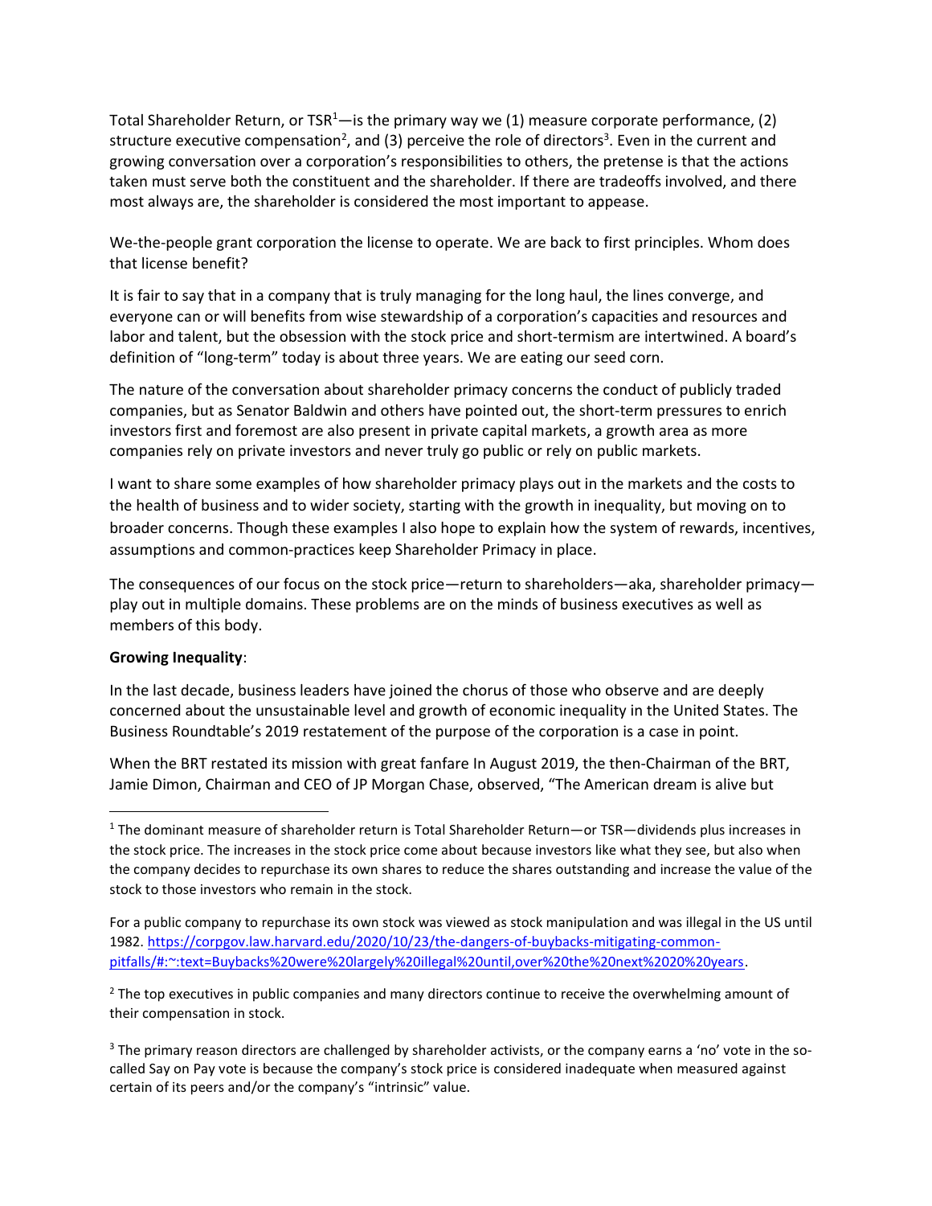Total Shareholder Return, or TSR[1]—is the primary way we (1) measure corporate performance, (2) structure executive compensation[2], and (3) perceive the role of directors[3]. Even in the current and growing conversation over a corporation's responsibilities to others, the pretense is that the actions taken must serve both the constituent and the shareholder. If there are tradeoffs involved, and there most always are, the shareholder is considered the most important to appease.

We-the-people grant corporation the license to operate. We are back to first principles. Whom does that license benefit?

It is fair to say that in a company that is truly managing for the long haul, the lines converge, and everyone can or will benefits from wise stewardship of a corporation's capacities and resources and labor and talent, but the obsession with the stock price and short-termism are intertwined. A board's definition of "long-term" today is about three years. We are eating our seed corn.

The nature of the conversation about shareholder primacy concerns the conduct of publicly traded companies, but as Senator Baldwin and others have pointed out, the short-term pressures to enrich investors first and foremost are also present in private capital markets, a growth area as more companies rely on private investors and never truly go public or rely on public markets.

I want to share some examples of how shareholder primacy plays out in the markets and the costs to the health of business and to wider society, starting with the growth in inequality, but moving on to broader concerns. Though these examples I also hope to explain how the system of rewards, incentives, assumptions and common-practices keep Shareholder Primacy in place.

The consequences of our focus on the stock price—return to shareholders—aka, shareholder primacy—play out in multiple domains. These problems are on the minds of business executives as well as members of this body.

**Growing Inequality**:

In the last decade, business leaders have joined the chorus of those who observe and are deeply concerned about the unsustainable level and growth of economic inequality in the United States. The Business Roundtable's 2019 restatement of the purpose of the corporation is a case in point.

When the BRT restated its mission with great fanfare In August 2019, the then-Chairman of the BRT, Jamie Dimon, Chairman and CEO of JP Morgan Chase, observed, "The American dream is alive but

---

[1] The dominant measure of shareholder return is Total Shareholder Return—or TSR—dividends plus increases in the stock price. The increases in the stock price come about because investors like what they see, but also when the company decides to repurchase its own shares to reduce the shares outstanding and increase the value of the stock to those investors who remain in the stock.

For a public company to repurchase its own stock was viewed as stock manipulation and was illegal in the US until 1982. https://corpgov.law.harvard.edu/2020/10/23/the-dangers-of-buybacks-mitigating-common-pitfalls/#:~:text=Buybacks%20were%20largely%20illegal%20until,over%20the%20next%2020%20years.

[2] The top executives in public companies and many directors continue to receive the overwhelming amount of their compensation in stock.

[3] The primary reason directors are challenged by shareholder activists, or the company earns a 'no' vote in the so-called Say on Pay vote is because the company's stock price is considered inadequate when measured against certain of its peers and/or the company's "intrinsic" value.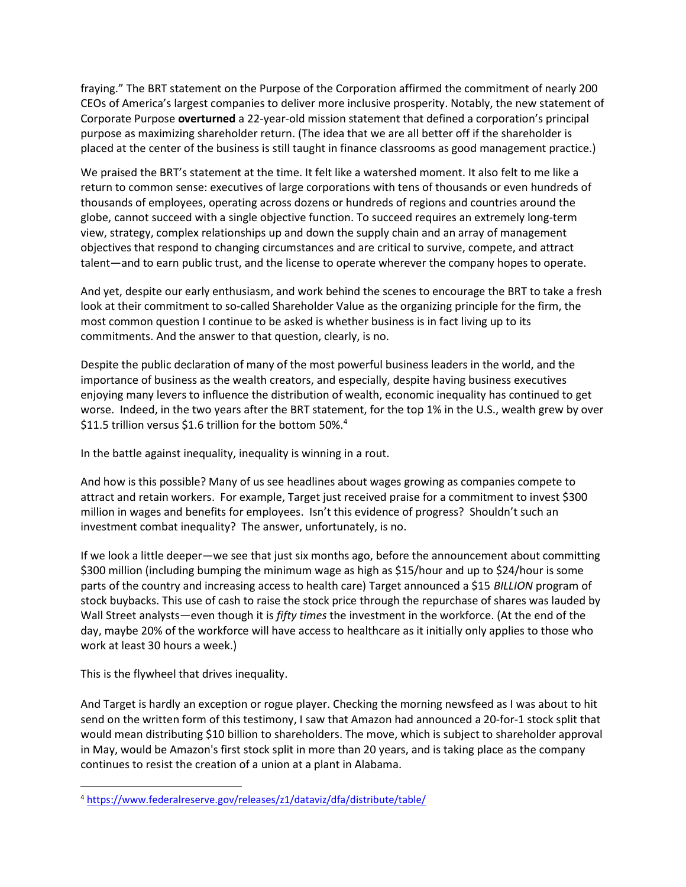fraying." The BRT statement on the Purpose of the Corporation affirmed the commitment of nearly 200 CEOs of America's largest companies to deliver more inclusive prosperity. Notably, the new statement of Corporate Purpose **overturned** a 22-year-old mission statement that defined a corporation's principal purpose as maximizing shareholder return. (The idea that we are all better off if the shareholder is placed at the center of the business is still taught in finance classrooms as good management practice.)

We praised the BRT's statement at the time. It felt like a watershed moment. It also felt to me like a return to common sense: executives of large corporations with tens of thousands or even hundreds of thousands of employees, operating across dozens or hundreds of regions and countries around the globe, cannot succeed with a single objective function. To succeed requires an extremely long-term view, strategy, complex relationships up and down the supply chain and an array of management objectives that respond to changing circumstances and are critical to survive, compete, and attract talent—and to earn public trust, and the license to operate wherever the company hopes to operate.

And yet, despite our early enthusiasm, and work behind the scenes to encourage the BRT to take a fresh look at their commitment to so-called Shareholder Value as the organizing principle for the firm, the most common question I continue to be asked is whether business is in fact living up to its commitments. And the answer to that question, clearly, is no.

Despite the public declaration of many of the most powerful business leaders in the world, and the importance of business as the wealth creators, and especially, despite having business executives enjoying many levers to influence the distribution of wealth, economic inequality has continued to get worse. Indeed, in the two years after the BRT statement, for the top 1% in the U.S., wealth grew by over $11.5 trillion versus $1.6 trillion for the bottom 50%.[4]

In the battle against inequality, inequality is winning in a rout.

And how is this possible? Many of us see headlines about wages growing as companies compete to attract and retain workers. For example, Target just received praise for a commitment to invest $300 million in wages and benefits for employees. Isn't this evidence of progress? Shouldn't such an investment combat inequality? The answer, unfortunately, is no.

If we look a little deeper—we see that just six months ago, before the announcement about committing $300 million (including bumping the minimum wage as high as $15/hour and up to $24/hour is some parts of the country and increasing access to health care) Target announced a $15 *BILLION* program of stock buybacks. This use of cash to raise the stock price through the repurchase of shares was lauded by Wall Street analysts—even though it is *fifty times* the investment in the workforce. (At the end of the day, maybe 20% of the workforce will have access to healthcare as it initially only applies to those who work at least 30 hours a week.)

This is the flywheel that drives inequality.

And Target is hardly an exception or rogue player. Checking the morning newsfeed as I was about to hit send on the written form of this testimony, I saw that Amazon had announced a 20-for-1 stock split that would mean distributing $10 billion to shareholders. The move, which is subject to shareholder approval in May, would be Amazon's first stock split in more than 20 years, and is taking place as the company continues to resist the creation of a union at a plant in Alabama.

[4] https://www.federalreserve.gov/releases/z1/dataviz/dfa/distribute/table/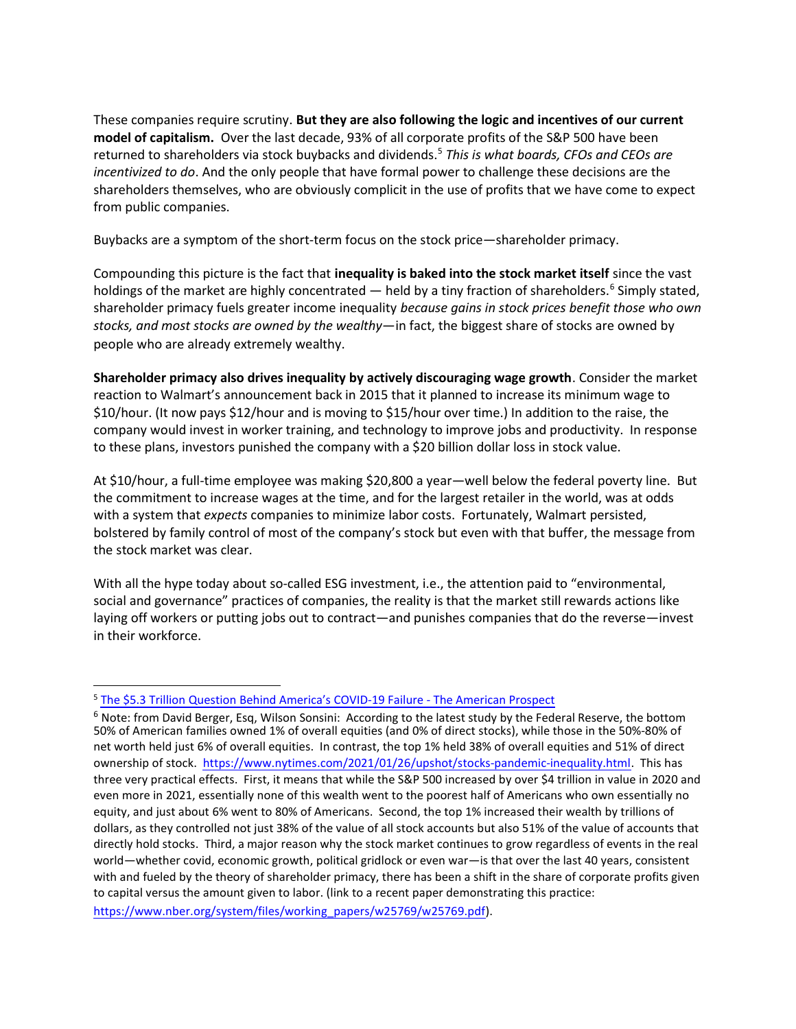These companies require scrutiny. **But they are also following the logic and incentives of our current model of capitalism.** Over the last decade, 93% of all corporate profits of the S&P 500 have been returned to shareholders via stock buybacks and dividends.[5] *This is what boards, CFOs and CEOs are incentivized to do*. And the only people that have formal power to challenge these decisions are the shareholders themselves, who are obviously complicit in the use of profits that we have come to expect from public companies.

Buybacks are a symptom of the short-term focus on the stock price—shareholder primacy.

Compounding this picture is the fact that **inequality is baked into the stock market itself** since the vast holdings of the market are highly concentrated — held by a tiny fraction of shareholders.[6] Simply stated, shareholder primacy fuels greater income inequality *because gains in stock prices benefit those who own stocks, and most stocks are owned by the wealthy*—in fact, the biggest share of stocks are owned by people who are already extremely wealthy.

**Shareholder primacy also drives inequality by actively discouraging wage growth**. Consider the market reaction to Walmart's announcement back in 2015 that it planned to increase its minimum wage to $10/hour. (It now pays $12/hour and is moving to $15/hour over time.) In addition to the raise, the company would invest in worker training, and technology to improve jobs and productivity. In response to these plans, investors punished the company with a $20 billion dollar loss in stock value.

At $10/hour, a full-time employee was making $20,800 a year—well below the federal poverty line. But the commitment to increase wages at the time, and for the largest retailer in the world, was at odds with a system that *expects* companies to minimize labor costs. Fortunately, Walmart persisted, bolstered by family control of most of the company's stock but even with that buffer, the message from the stock market was clear.

With all the hype today about so-called ESG investment, i.e., the attention paid to "environmental, social and governance" practices of companies, the reality is that the market still rewards actions like laying off workers or putting jobs out to contract—and punishes companies that do the reverse—invest in their workforce.

---

[5] [The $5.3 Trillion Question Behind America's COVID-19 Failure - The American Prospect]

[6] Note: from David Berger, Esq, Wilson Sonsini: According to the latest study by the Federal Reserve, the bottom 50% of American families owned 1% of overall equities (and 0% of direct stocks), while those in the 50%-80% of net worth held just 6% of overall equities. In contrast, the top 1% held 38% of overall equities and 51% of direct ownership of stock. https://www.nytimes.com/2021/01/26/upshot/stocks-pandemic-inequality.html. This has three very practical effects. First, it means that while the S&P 500 increased by over $4 trillion in value in 2020 and even more in 2021, essentially none of this wealth went to the poorest half of Americans who own essentially no equity, and just about 6% went to 80% of Americans. Second, the top 1% increased their wealth by trillions of dollars, as they controlled not just 38% of the value of all stock accounts but also 51% of the value of accounts that directly hold stocks. Third, a major reason why the stock market continues to grow regardless of events in the real world—whether covid, economic growth, political gridlock or even war—is that over the last 40 years, consistent with and fueled by the theory of shareholder primacy, there has been a shift in the share of corporate profits given to capital versus the amount given to labor. (link to a recent paper demonstrating this practice: https://www.nber.org/system/files/working_papers/w25769/w25769.pdf).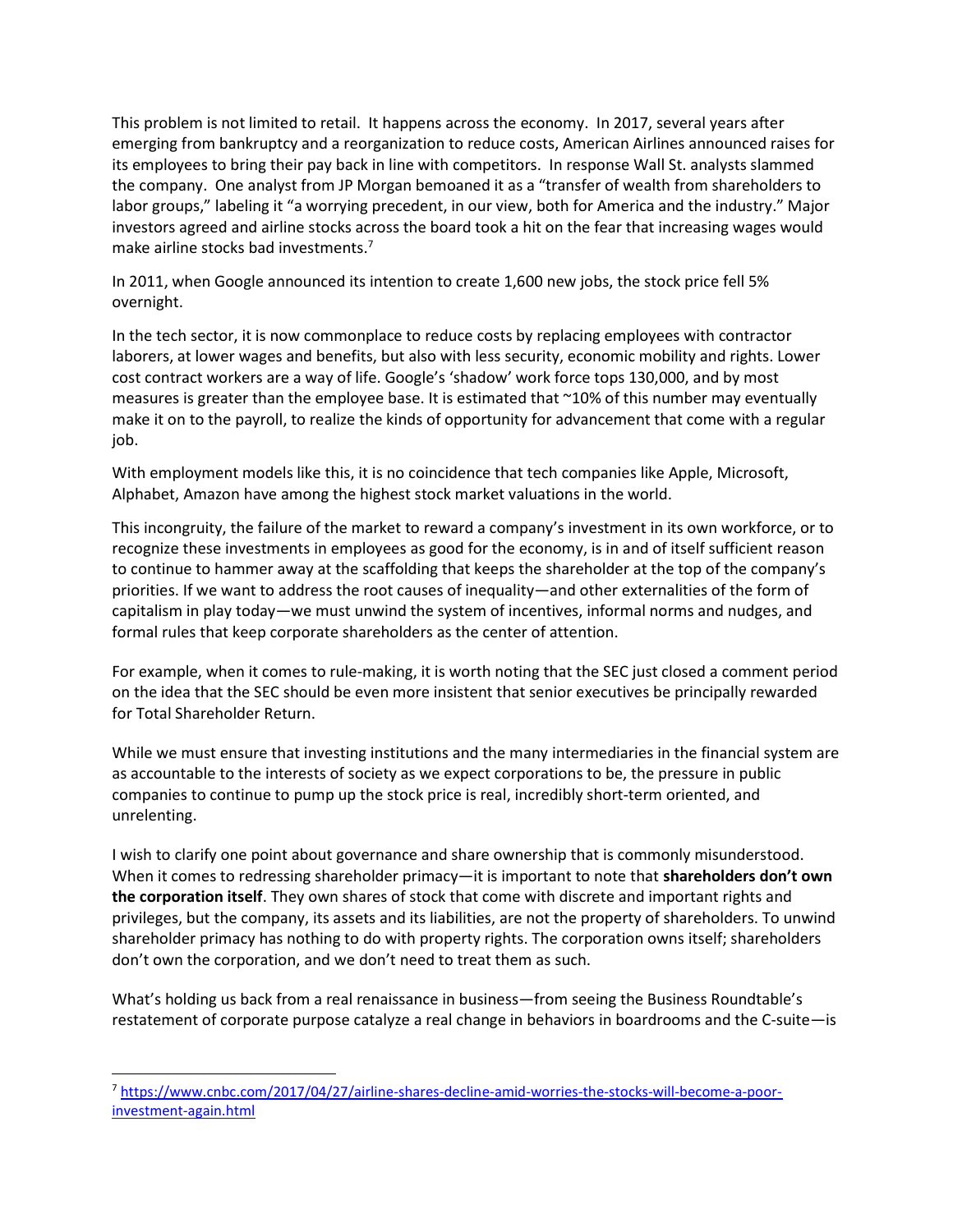This problem is not limited to retail. It happens across the economy. In 2017, several years after emerging from bankruptcy and a reorganization to reduce costs, American Airlines announced raises for its employees to bring their pay back in line with competitors. In response Wall St. analysts slammed the company. One analyst from JP Morgan bemoaned it as a "transfer of wealth from shareholders to labor groups," labeling it "a worrying precedent, in our view, both for America and the industry." Major investors agreed and airline stocks across the board took a hit on the fear that increasing wages would make airline stocks bad investments.[7]

In 2011, when Google announced its intention to create 1,600 new jobs, the stock price fell 5% overnight.

In the tech sector, it is now commonplace to reduce costs by replacing employees with contractor laborers, at lower wages and benefits, but also with less security, economic mobility and rights. Lower cost contract workers are a way of life. Google's 'shadow' work force tops 130,000, and by most measures is greater than the employee base. It is estimated that ~10% of this number may eventually make it on to the payroll, to realize the kinds of opportunity for advancement that come with a regular job.

With employment models like this, it is no coincidence that tech companies like Apple, Microsoft, Alphabet, Amazon have among the highest stock market valuations in the world.

This incongruity, the failure of the market to reward a company's investment in its own workforce, or to recognize these investments in employees as good for the economy, is in and of itself sufficient reason to continue to hammer away at the scaffolding that keeps the shareholder at the top of the company's priorities. If we want to address the root causes of inequality—and other externalities of the form of capitalism in play today—we must unwind the system of incentives, informal norms and nudges, and formal rules that keep corporate shareholders as the center of attention.

For example, when it comes to rule-making, it is worth noting that the SEC just closed a comment period on the idea that the SEC should be even more insistent that senior executives be principally rewarded for Total Shareholder Return.

While we must ensure that investing institutions and the many intermediaries in the financial system are as accountable to the interests of society as we expect corporations to be, the pressure in public companies to continue to pump up the stock price is real, incredibly short-term oriented, and unrelenting.

I wish to clarify one point about governance and share ownership that is commonly misunderstood. When it comes to redressing shareholder primacy—it is important to note that **shareholders don't own the corporation itself**. They own shares of stock that come with discrete and important rights and privileges, but the company, its assets and its liabilities, are not the property of shareholders. To unwind shareholder primacy has nothing to do with property rights. The corporation owns itself; shareholders don't own the corporation, and we don't need to treat them as such.

What's holding us back from a real renaissance in business—from seeing the Business Roundtable's restatement of corporate purpose catalyze a real change in behaviors in boardrooms and the C-suite—is

---

[7] https://www.cnbc.com/2017/04/27/airline-shares-decline-amid-worries-the-stocks-will-become-a-poor-investment-again.html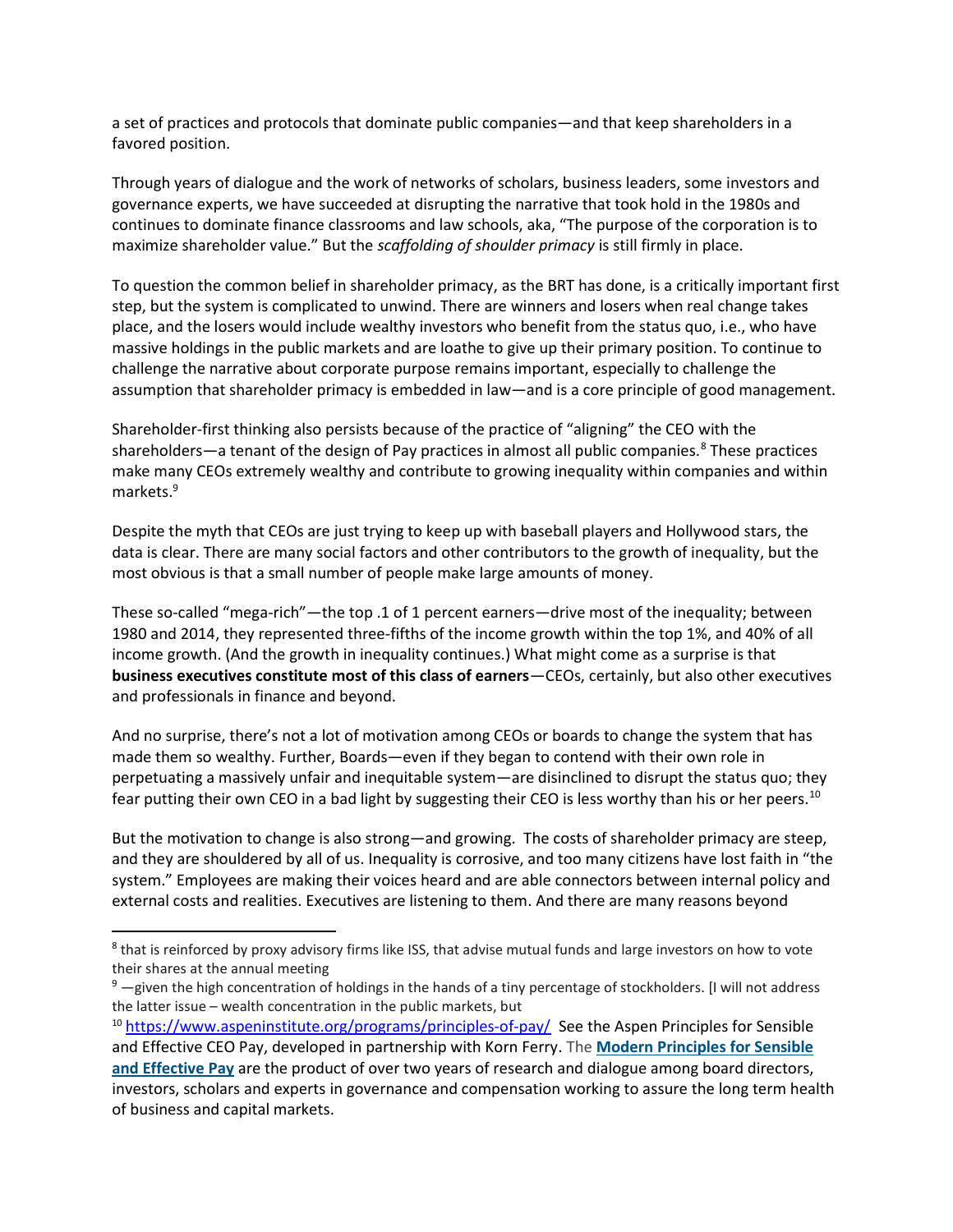a set of practices and protocols that dominate public companies—and that keep shareholders in a favored position.

Through years of dialogue and the work of networks of scholars, business leaders, some investors and governance experts, we have succeeded at disrupting the narrative that took hold in the 1980s and continues to dominate finance classrooms and law schools, aka, "The purpose of the corporation is to maximize shareholder value." But the *scaffolding of shoulder primacy* is still firmly in place.

To question the common belief in shareholder primacy, as the BRT has done, is a critically important first step, but the system is complicated to unwind. There are winners and losers when real change takes place, and the losers would include wealthy investors who benefit from the status quo, i.e., who have massive holdings in the public markets and are loathe to give up their primary position. To continue to challenge the narrative about corporate purpose remains important, especially to challenge the assumption that shareholder primacy is embedded in law—and is a core principle of good management.

Shareholder-first thinking also persists because of the practice of "aligning" the CEO with the shareholders—a tenant of the design of Pay practices in almost all public companies.[8] These practices make many CEOs extremely wealthy and contribute to growing inequality within companies and within markets.[9]

Despite the myth that CEOs are just trying to keep up with baseball players and Hollywood stars, the data is clear. There are many social factors and other contributors to the growth of inequality, but the most obvious is that a small number of people make large amounts of money.

These so-called "mega-rich"—the top .1 of 1 percent earners—drive most of the inequality; between 1980 and 2014, they represented three-fifths of the income growth within the top 1%, and 40% of all income growth. (And the growth in inequality continues.) What might come as a surprise is that **business executives constitute most of this class of earners**—CEOs, certainly, but also other executives and professionals in finance and beyond.

And no surprise, there's not a lot of motivation among CEOs or boards to change the system that has made them so wealthy. Further, Boards—even if they began to contend with their own role in perpetuating a massively unfair and inequitable system—are disinclined to disrupt the status quo; they fear putting their own CEO in a bad light by suggesting their CEO is less worthy than his or her peers.[10]

But the motivation to change is also strong—and growing. The costs of shareholder primacy are steep, and they are shouldered by all of us. Inequality is corrosive, and too many citizens have lost faith in "the system." Employees are making their voices heard and are able connectors between internal policy and external costs and realities. Executives are listening to them. And there are many reasons beyond

---

[8] that is reinforced by proxy advisory firms like ISS, that advise mutual funds and large investors on how to vote their shares at the annual meeting

[9] —given the high concentration of holdings in the hands of a tiny percentage of stockholders. [I will not address the latter issue – wealth concentration in the public markets, but

[10] https://www.aspeninstitute.org/programs/principles-of-pay/ See the Aspen Principles for Sensible and Effective CEO Pay, developed in partnership with Korn Ferry. The **Modern Principles for Sensible and Effective Pay** are the product of over two years of research and dialogue among board directors, investors, scholars and experts in governance and compensation working to assure the long term health of business and capital markets.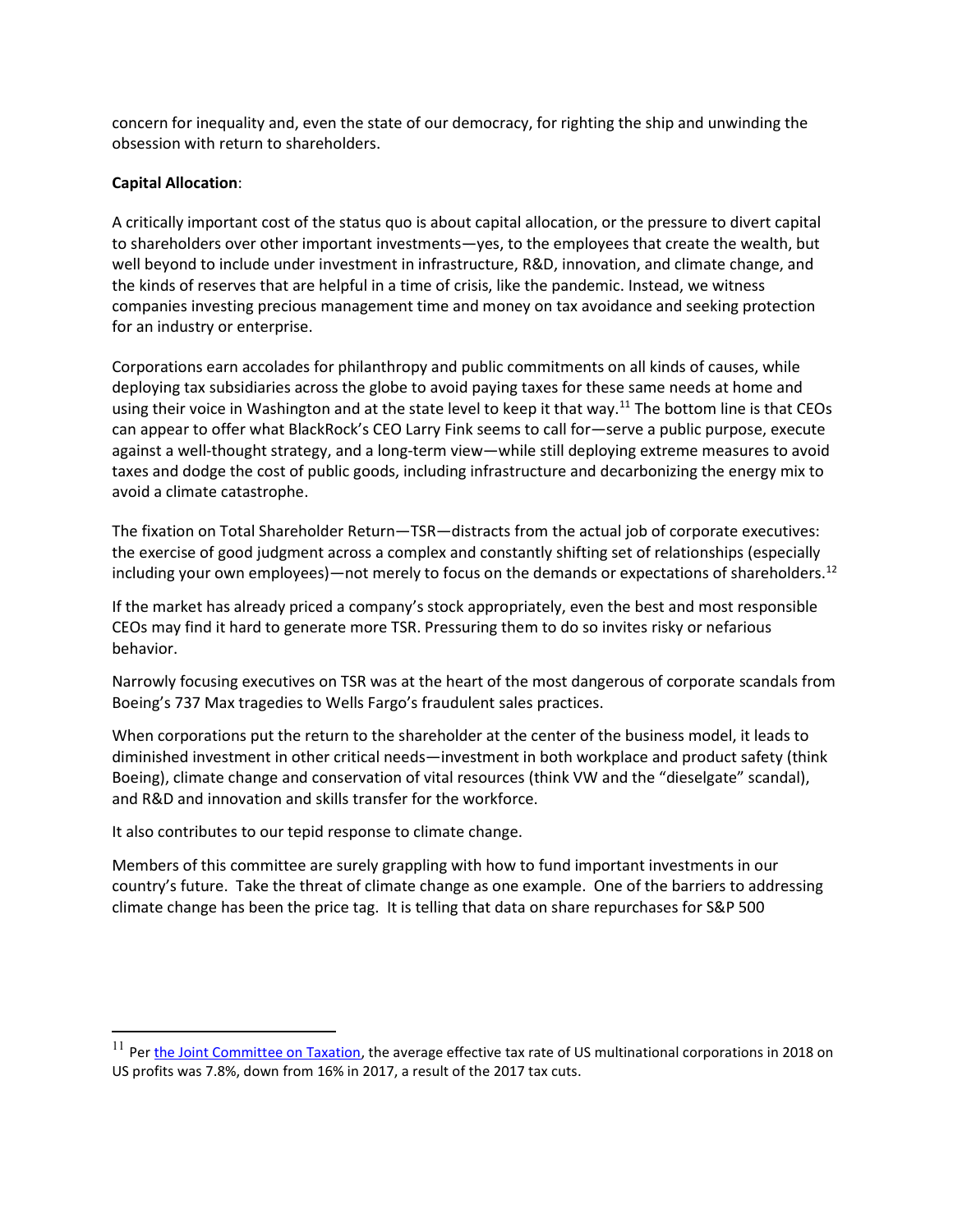concern for inequality and, even the state of our democracy, for righting the ship and unwinding the obsession with return to shareholders.

**Capital Allocation**:

A critically important cost of the status quo is about capital allocation, or the pressure to divert capital to shareholders over other important investments—yes, to the employees that create the wealth, but well beyond to include under investment in infrastructure, R&D, innovation, and climate change, and the kinds of reserves that are helpful in a time of crisis, like the pandemic. Instead, we witness companies investing precious management time and money on tax avoidance and seeking protection for an industry or enterprise.

Corporations earn accolades for philanthropy and public commitments on all kinds of causes, while deploying tax subsidiaries across the globe to avoid paying taxes for these same needs at home and using their voice in Washington and at the state level to keep it that way.[11] The bottom line is that CEOs can appear to offer what BlackRock's CEO Larry Fink seems to call for—serve a public purpose, execute against a well-thought strategy, and a long-term view—while still deploying extreme measures to avoid taxes and dodge the cost of public goods, including infrastructure and decarbonizing the energy mix to avoid a climate catastrophe.

The fixation on Total Shareholder Return—TSR—distracts from the actual job of corporate executives: the exercise of good judgment across a complex and constantly shifting set of relationships (especially including your own employees)—not merely to focus on the demands or expectations of shareholders.[12]

If the market has already priced a company's stock appropriately, even the best and most responsible CEOs may find it hard to generate more TSR. Pressuring them to do so invites risky or nefarious behavior.

Narrowly focusing executives on TSR was at the heart of the most dangerous of corporate scandals from Boeing's 737 Max tragedies to Wells Fargo's fraudulent sales practices.

When corporations put the return to the shareholder at the center of the business model, it leads to diminished investment in other critical needs—investment in both workplace and product safety (think Boeing), climate change and conservation of vital resources (think VW and the "dieselgate" scandal), and R&D and innovation and skills transfer for the workforce.

It also contributes to our tepid response to climate change.

Members of this committee are surely grappling with how to fund important investments in our country's future. Take the threat of climate change as one example. One of the barriers to addressing climate change has been the price tag. It is telling that data on share repurchases for S&P 500

---

[11] Per the Joint Committee on Taxation, the average effective tax rate of US multinational corporations in 2018 on US profits was 7.8%, down from 16% in 2017, a result of the 2017 tax cuts.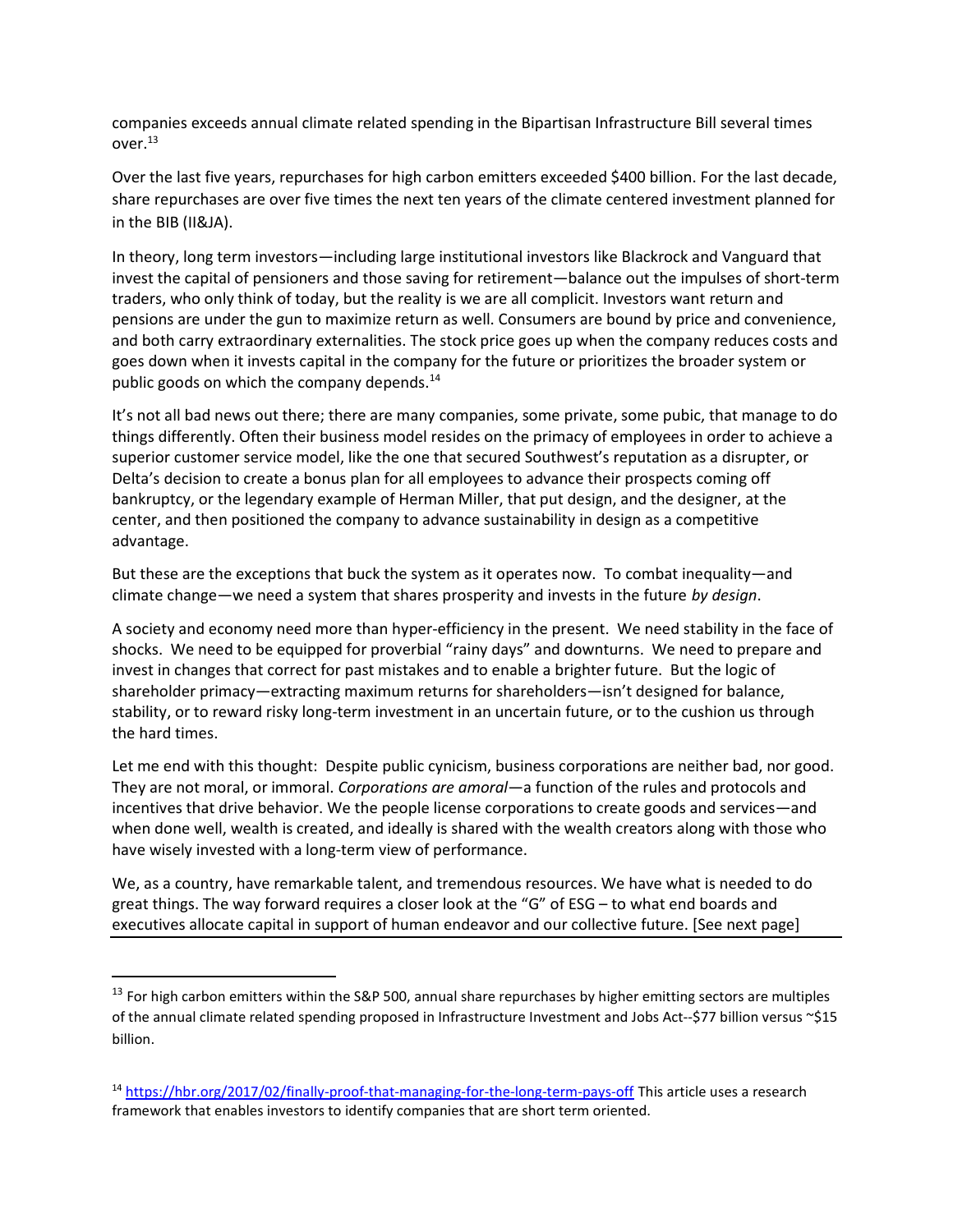companies exceeds annual climate related spending in the Bipartisan Infrastructure Bill several times over.[13]

Over the last five years, repurchases for high carbon emitters exceeded $400 billion. For the last decade, share repurchases are over five times the next ten years of the climate centered investment planned for in the BIB (II&JA).

In theory, long term investors—including large institutional investors like Blackrock and Vanguard that invest the capital of pensioners and those saving for retirement—balance out the impulses of short-term traders, who only think of today, but the reality is we are all complicit. Investors want return and pensions are under the gun to maximize return as well. Consumers are bound by price and convenience, and both carry extraordinary externalities. The stock price goes up when the company reduces costs and goes down when it invests capital in the company for the future or prioritizes the broader system or public goods on which the company depends.[14]

It's not all bad news out there; there are many companies, some private, some pubic, that manage to do things differently. Often their business model resides on the primacy of employees in order to achieve a superior customer service model, like the one that secured Southwest's reputation as a disrupter, or Delta's decision to create a bonus plan for all employees to advance their prospects coming off bankruptcy, or the legendary example of Herman Miller, that put design, and the designer, at the center, and then positioned the company to advance sustainability in design as a competitive advantage.

But these are the exceptions that buck the system as it operates now. To combat inequality—and climate change—we need a system that shares prosperity and invests in the future *by design*.

A society and economy need more than hyper-efficiency in the present. We need stability in the face of shocks. We need to be equipped for proverbial "rainy days" and downturns. We need to prepare and invest in changes that correct for past mistakes and to enable a brighter future. But the logic of shareholder primacy—extracting maximum returns for shareholders—isn't designed for balance, stability, or to reward risky long-term investment in an uncertain future, or to the cushion us through the hard times.

Let me end with this thought: Despite public cynicism, business corporations are neither bad, nor good. They are not moral, or immoral. *Corporations are amoral*—a function of the rules and protocols and incentives that drive behavior. We the people license corporations to create goods and services—and when done well, wealth is created, and ideally is shared with the wealth creators along with those who have wisely invested with a long-term view of performance.

We, as a country, have remarkable talent, and tremendous resources. We have what is needed to do great things. The way forward requires a closer look at the "G" of ESG – to what end boards and executives allocate capital in support of human endeavor and our collective future. [See next page]

---

[13] For high carbon emitters within the S&P 500, annual share repurchases by higher emitting sectors are multiples of the annual climate related spending proposed in Infrastructure Investment and Jobs Act--$77 billion versus ~$15 billion.

[14] https://hbr.org/2017/02/finally-proof-that-managing-for-the-long-term-pays-off This article uses a research framework that enables investors to identify companies that are short term oriented.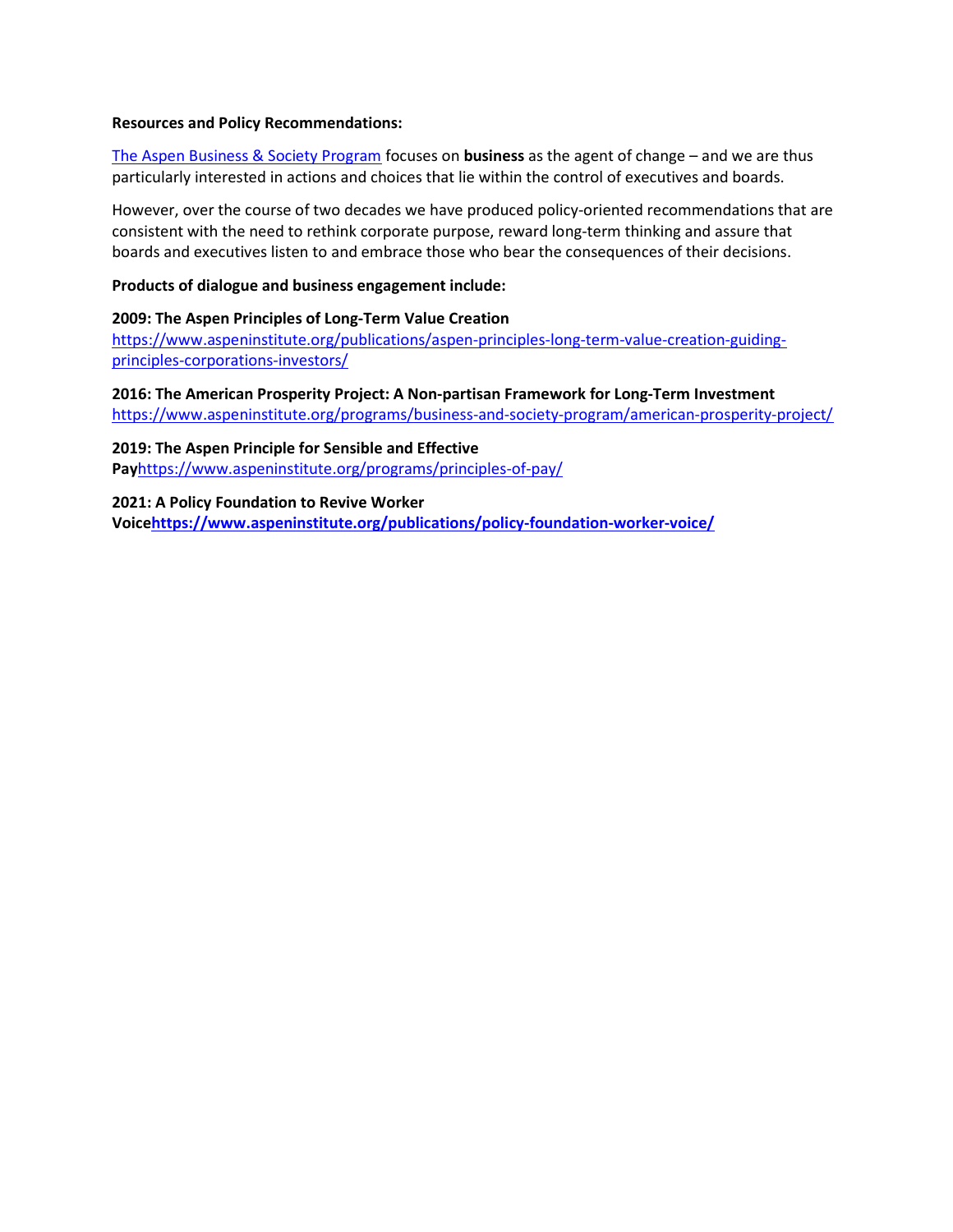**Resources and Policy Recommendations:**

[The Aspen Business & Society Program](https://www.aspeninstitute.org/programs/business-and-society-program/) focuses on **business** as the agent of change – and we are thus particularly interested in actions and choices that lie within the control of executives and boards.

However, over the course of two decades we have produced policy-oriented recommendations that are consistent with the need to rethink corporate purpose, reward long-term thinking and assure that boards and executives listen to and embrace those who bear the consequences of their decisions.

**Products of dialogue and business engagement include:**

**2009: The Aspen Principles of Long-Term Value Creation**
https://www.aspeninstitute.org/publications/aspen-principles-long-term-value-creation-guiding-principles-corporations-investors/

**2016: The American Prosperity Project: A Non-partisan Framework for Long-Term Investment**
https://www.aspeninstitute.org/programs/business-and-society-program/american-prosperity-project/

**2019: The Aspen Principle for Sensible and Effective Pay**https://www.aspeninstitute.org/programs/principles-of-pay/

**2021: A Policy Foundation to Revive Worker Voice**[**https://www.aspeninstitute.org/publications/policy-foundation-worker-voice/**](https://www.aspeninstitute.org/publications/policy-foundation-worker-voice/)